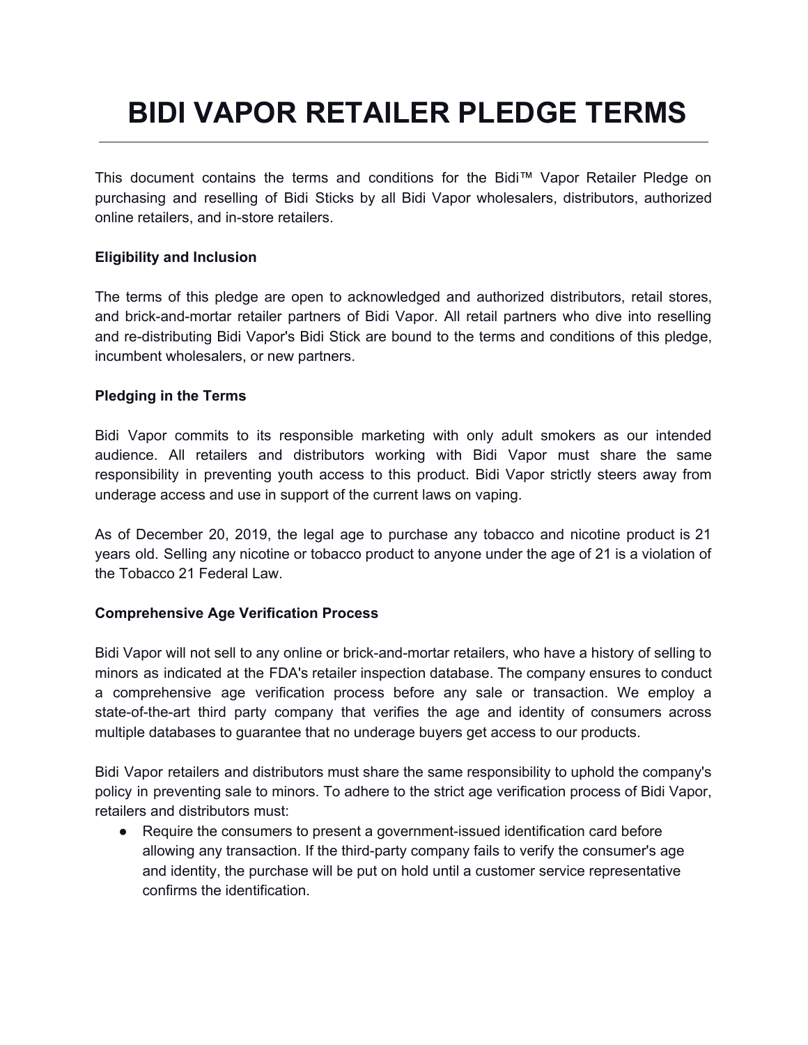# BIDI VAPOR RETAILER PLEDGE TERMS

This document contains the terms and conditions for the Bidi™ Vapor Retailer Pledge on purchasing and reselling of Bidi Sticks by all Bidi Vapor wholesalers, distributors, authorized online retailers, and in-store retailers.

**Eligibility and Inclusion**

The terms of this pledge are open to acknowledged and authorized distributors, retail stores, and brick-and-mortar retailer partners of Bidi Vapor. All retail partners who dive into reselling and re-distributing Bidi Vapor's Bidi Stick are bound to the terms and conditions of this pledge, incumbent wholesalers, or new partners.

**Pledging in the Terms**

Bidi Vapor commits to its responsible marketing with only adult smokers as our intended audience. All retailers and distributors working with Bidi Vapor must share the same responsibility in preventing youth access to this product. Bidi Vapor strictly steers away from underage access and use in support of the current laws on vaping.

As of December 20, 2019, the legal age to purchase any tobacco and nicotine product is 21 years old. Selling any nicotine or tobacco product to anyone under the age of 21 is a violation of the Tobacco 21 Federal Law.

**Comprehensive Age Verification Process**

Bidi Vapor will not sell to any online or brick-and-mortar retailers, who have a history of selling to minors as indicated at the FDA's retailer inspection database. The company ensures to conduct a comprehensive age verification process before any sale or transaction. We employ a state-of-the-art third party company that verifies the age and identity of consumers across multiple databases to guarantee that no underage buyers get access to our products.

Bidi Vapor retailers and distributors must share the same responsibility to uphold the company's policy in preventing sale to minors. To adhere to the strict age verification process of Bidi Vapor, retailers and distributors must:

- Require the consumers to present a government-issued identification card before allowing any transaction. If the third-party company fails to verify the consumer's age and identity, the purchase will be put on hold until a customer service representative confirms the identification.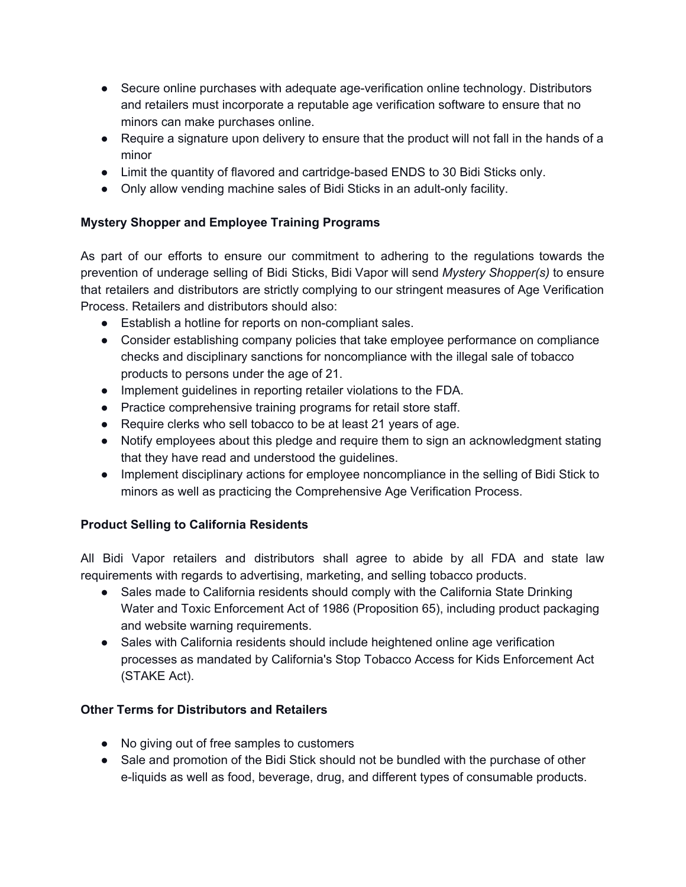- Secure online purchases with adequate age-verification online technology. Distributors and retailers must incorporate a reputable age verification software to ensure that no minors can make purchases online.
- Require a signature upon delivery to ensure that the product will not fall in the hands of a minor
- Limit the quantity of flavored and cartridge-based ENDS to 30 Bidi Sticks only.
- Only allow vending machine sales of Bidi Sticks in an adult-only facility.

**Mystery Shopper and Employee Training Programs**

As part of our efforts to ensure our commitment to adhering to the regulations towards the prevention of underage selling of Bidi Sticks, Bidi Vapor will send *Mystery Shopper(s)* to ensure that retailers and distributors are strictly complying to our stringent measures of Age Verification Process. Retailers and distributors should also:

- Establish a hotline for reports on non-compliant sales.
- Consider establishing company policies that take employee performance on compliance checks and disciplinary sanctions for noncompliance with the illegal sale of tobacco products to persons under the age of 21.
- Implement guidelines in reporting retailer violations to the FDA.
- Practice comprehensive training programs for retail store staff.
- Require clerks who sell tobacco to be at least 21 years of age.
- Notify employees about this pledge and require them to sign an acknowledgment stating that they have read and understood the guidelines.
- Implement disciplinary actions for employee noncompliance in the selling of Bidi Stick to minors as well as practicing the Comprehensive Age Verification Process.

**Product Selling to California Residents**

All Bidi Vapor retailers and distributors shall agree to abide by all FDA and state law requirements with regards to advertising, marketing, and selling tobacco products.

- Sales made to California residents should comply with the California State Drinking Water and Toxic Enforcement Act of 1986 (Proposition 65), including product packaging and website warning requirements.
- Sales with California residents should include heightened online age verification processes as mandated by California's Stop Tobacco Access for Kids Enforcement Act (STAKE Act).

**Other Terms for Distributors and Retailers**

- No giving out of free samples to customers
- Sale and promotion of the Bidi Stick should not be bundled with the purchase of other e-liquids as well as food, beverage, drug, and different types of consumable products.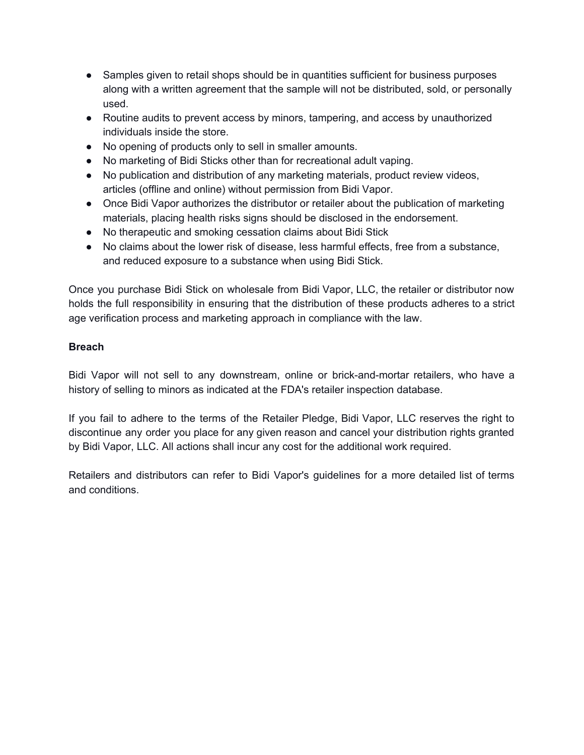- Samples given to retail shops should be in quantities sufficient for business purposes along with a written agreement that the sample will not be distributed, sold, or personally used.
- Routine audits to prevent access by minors, tampering, and access by unauthorized individuals inside the store.
- No opening of products only to sell in smaller amounts.
- No marketing of Bidi Sticks other than for recreational adult vaping.
- No publication and distribution of any marketing materials, product review videos, articles (offline and online) without permission from Bidi Vapor.
- Once Bidi Vapor authorizes the distributor or retailer about the publication of marketing materials, placing health risks signs should be disclosed in the endorsement.
- No therapeutic and smoking cessation claims about Bidi Stick
- No claims about the lower risk of disease, less harmful effects, free from a substance, and reduced exposure to a substance when using Bidi Stick.

Once you purchase Bidi Stick on wholesale from Bidi Vapor, LLC, the retailer or distributor now holds the full responsibility in ensuring that the distribution of these products adheres to a strict age verification process and marketing approach in compliance with the law.

**Breach**

Bidi Vapor will not sell to any downstream, online or brick-and-mortar retailers, who have a history of selling to minors as indicated at the FDA's retailer inspection database.

If you fail to adhere to the terms of the Retailer Pledge, Bidi Vapor, LLC reserves the right to discontinue any order you place for any given reason and cancel your distribution rights granted by Bidi Vapor, LLC. All actions shall incur any cost for the additional work required.

Retailers and distributors can refer to Bidi Vapor's guidelines for a more detailed list of terms and conditions.